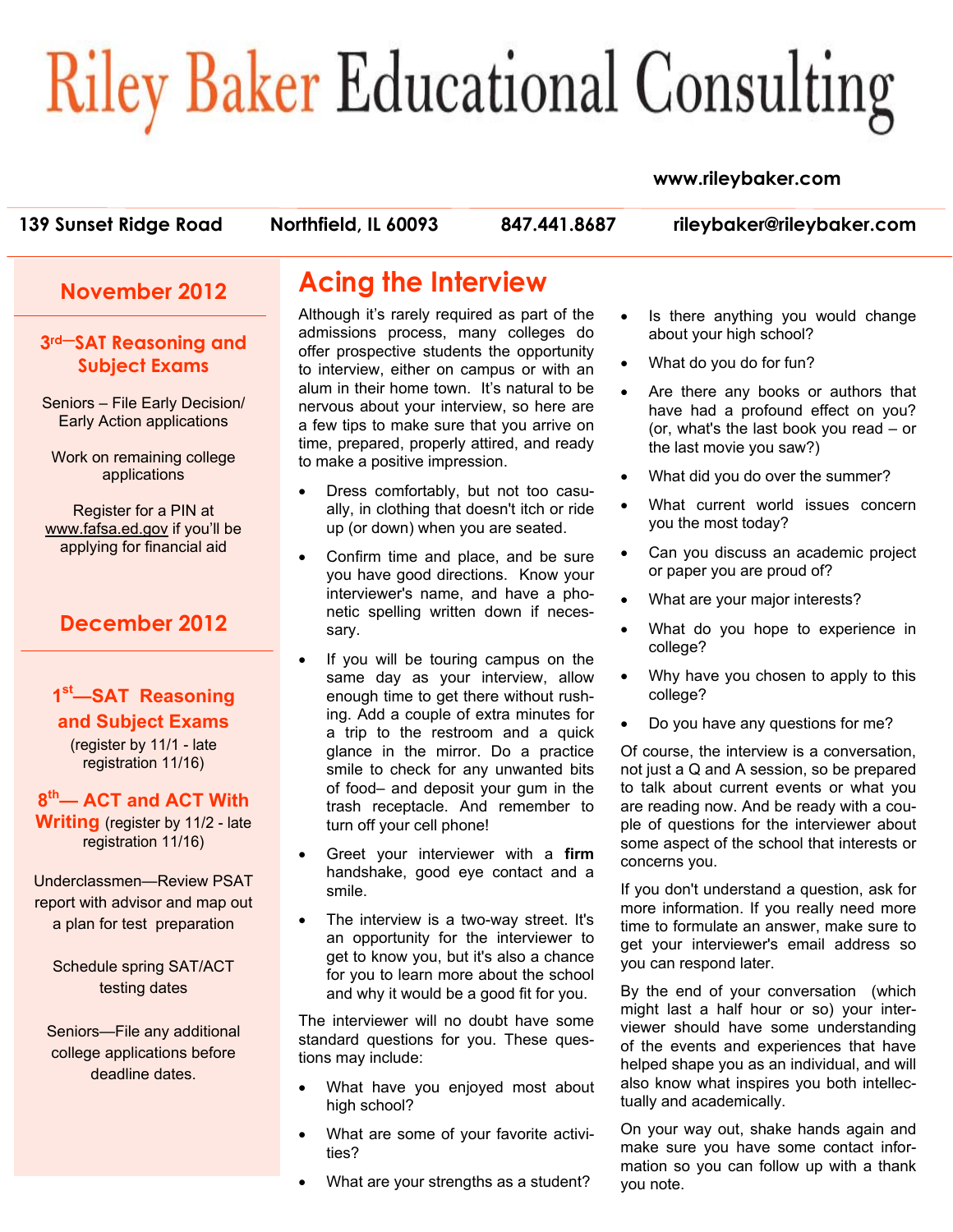# Riley Baker Educational Consulting

www.rileybaker.com

139 Sunset Ridge Road | Northfield, IL 60093 | 847.441.8687 | rileybaker@rileybaker.com

## November 2012

**3rd—SAT Reasoning and Subject Exams**

Seniors – File Early Decision/ Early Action applications

Work on remaining college applications

Register for a PIN at www.fafsa.ed.gov if you'll be applying for financial aid

## December 2012

**1st—SAT Reasoning and Subject Exams** (register by 11/1 - late registration 11/16)

**8th— ACT and ACT With Writing** (register by 11/2 - late registration 11/16)

Underclassmen—Review PSAT report with advisor and map out a plan for test preparation

Schedule spring SAT/ACT testing dates

Seniors—File any additional college applications before deadline dates.

## Acing the Interview

Although it's rarely required as part of the admissions process, many colleges do offer prospective students the opportunity to interview, either on campus or with an alum in their home town. It's natural to be nervous about your interview, so here are a few tips to make sure that you arrive on time, prepared, properly attired, and ready to make a positive impression.

- Dress comfortably, but not too casually, in clothing that doesn't itch or ride up (or down) when you are seated.
- Confirm time and place, and be sure you have good directions. Know your interviewer's name, and have a phonetic spelling written down if necessary.
- If you will be touring campus on the same day as your interview, allow enough time to get there without rushing. Add a couple of extra minutes for a trip to the restroom and a quick glance in the mirror. Do a practice smile to check for any unwanted bits of food– and deposit your gum in the trash receptacle. And remember to turn off your cell phone!
- Greet your interviewer with a **firm** handshake, good eye contact and a smile.
- The interview is a two-way street. It's an opportunity for the interviewer to get to know you, but it's also a chance for you to learn more about the school and why it would be a good fit for you.

The interviewer will no doubt have some standard questions for you. These questions may include:

- What have you enjoyed most about high school?
- What are some of your favorite activities?
- What are your strengths as a student?
- Is there anything you would change about your high school?
- What do you do for fun?
- Are there any books or authors that have had a profound effect on you? (or, what's the last book you read – or the last movie you saw?)
- What did you do over the summer?
- What current world issues concern you the most today?
- Can you discuss an academic project or paper you are proud of?
- What are your major interests?
- What do you hope to experience in college?
- Why have you chosen to apply to this college?
- Do you have any questions for me?

Of course, the interview is a conversation, not just a Q and A session, so be prepared to talk about current events or what you are reading now. And be ready with a couple of questions for the interviewer about some aspect of the school that interests or concerns you.

If you don't understand a question, ask for more information. If you really need more time to formulate an answer, make sure to get your interviewer's email address so you can respond later.

By the end of your conversation (which might last a half hour or so) your interviewer should have some understanding of the events and experiences that have helped shape you as an individual, and will also know what inspires you both intellectually and academically.

On your way out, shake hands again and make sure you have some contact information so you can follow up with a thank you note.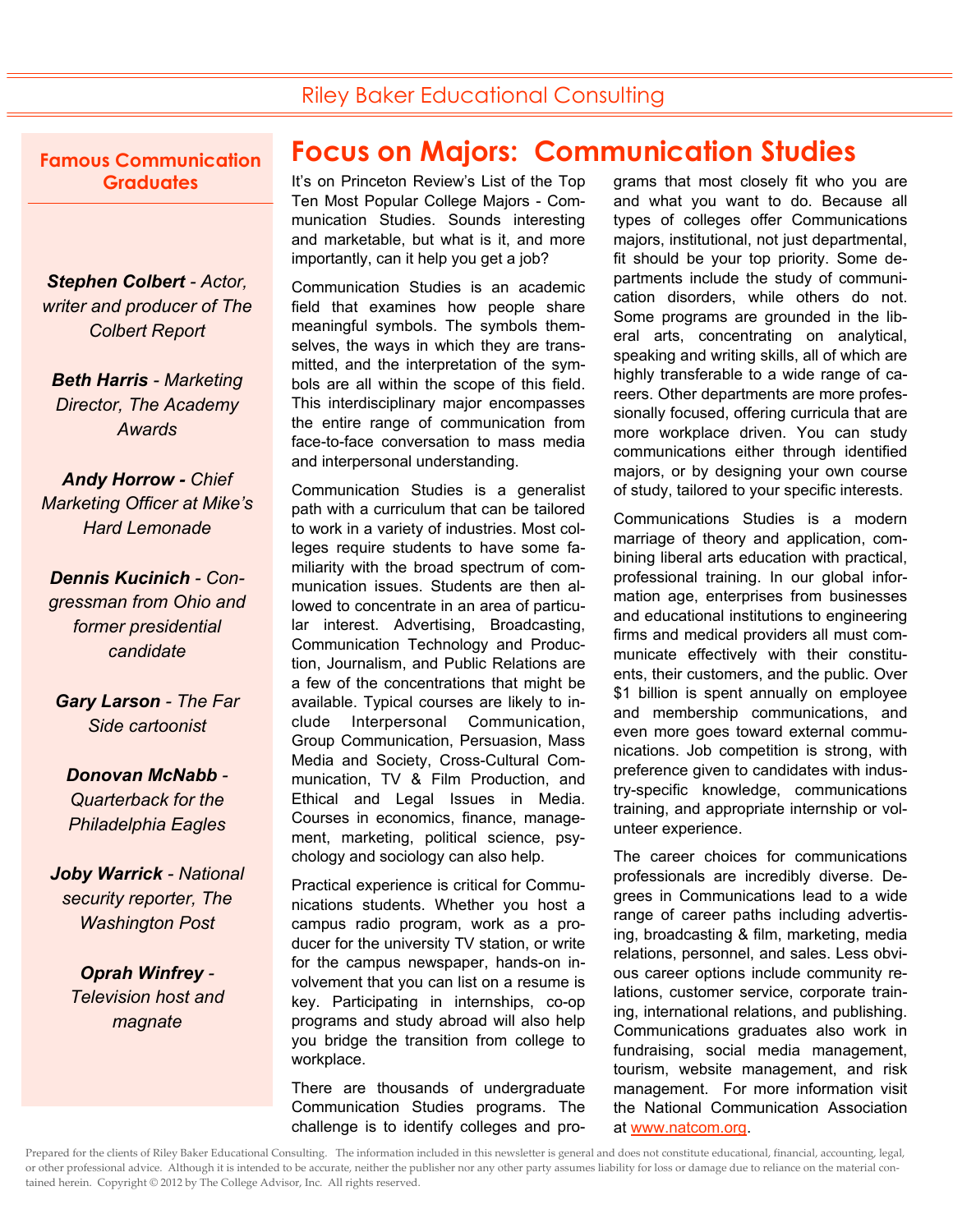# Focus on Majors: Communication Studies

It's on Princeton Review's List of the Top Ten Most Popular College Majors - Communication Studies. Sounds interesting and marketable, but what is it, and more importantly, can it help you get a job?

Communication Studies is an academic field that examines how people share meaningful symbols. The symbols themselves, the ways in which they are transmitted, and the interpretation of the symbols are all within the scope of this field. This interdisciplinary major encompasses the entire range of communication from face-to-face conversation to mass media and interpersonal understanding.

Communication Studies is a generalist path with a curriculum that can be tailored to work in a variety of industries. Most colleges require students to have some familiarity with the broad spectrum of communication issues. Students are then allowed to concentrate in an area of particular interest. Advertising, Broadcasting, Communication Technology and Production, Journalism, and Public Relations are a few of the concentrations that might be available. Typical courses are likely to include Interpersonal Communication, Group Communication, Persuasion, Mass Media and Society, Cross-Cultural Communication, TV & Film Production, and Ethical and Legal Issues in Media. Courses in economics, finance, management, marketing, political science, psychology and sociology can also help.

Practical experience is critical for Communications students. Whether you host a campus radio program, work as a producer for the university TV station, or write for the campus newspaper, hands-on involvement that you can list on a resume is key. Participating in internships, co-op programs and study abroad will also help you bridge the transition from college to workplace.

There are thousands of undergraduate Communication Studies programs. The challenge is to identify colleges and programs that most closely fit who you are and what you want to do. Because all types of colleges offer Communications majors, institutional, not just departmental, fit should be your top priority. Some departments include the study of communication disorders, while others do not. Some programs are grounded in the liberal arts, concentrating on analytical, speaking and writing skills, all of which are highly transferable to a wide range of careers. Other departments are more professionally focused, offering curricula that are more workplace driven. You can study communications either through identified majors, or by designing your own course of study, tailored to your specific interests.

Communications Studies is a modern marriage of theory and application, combining liberal arts education with practical, professional training. In our global information age, enterprises from businesses and educational institutions to engineering firms and medical providers all must communicate effectively with their constituents, their customers, and the public. Over $1 billion is spent annually on employee and membership communications, and even more goes toward external communications. Job competition is strong, with preference given to candidates with industry-specific knowledge, communications training, and appropriate internship or volunteer experience.

The career choices for communications professionals are incredibly diverse. Degrees in Communications lead to a wide range of career paths including advertising, broadcasting & film, marketing, media relations, personnel, and sales. Less obvious career options include community relations, customer service, corporate training, international relations, and publishing. Communications graduates also work in fundraising, social media management, tourism, website management, and risk management. For more information visit the National Communication Association at www.natcom.org.

## Famous Communication Graduates

***Stephen Colbert*** *- Actor, writer and producer of The Colbert Report*

***Beth Harris*** *- Marketing Director, The Academy Awards*

***Andy Horrow*** *- Chief Marketing Officer at Mike's Hard Lemonade*

***Dennis Kucinich*** *- Congressman from Ohio and former presidential candidate*

***Gary Larson*** *- The Far Side cartoonist*

***Donovan McNabb*** *- Quarterback for the Philadelphia Eagles*

***Joby Warrick*** *- National security reporter, The Washington Post*

***Oprah Winfrey*** *- Television host and magnate*

Prepared for the clients of Riley Baker Educational Consulting. The information included in this newsletter is general and does not constitute educational, financial, accounting, legal, or other professional advice. Although it is intended to be accurate, neither the publisher nor any other party assumes liability for loss or damage due to reliance on the material contained herein. Copyright © 2012 by The College Advisor, Inc. All rights reserved.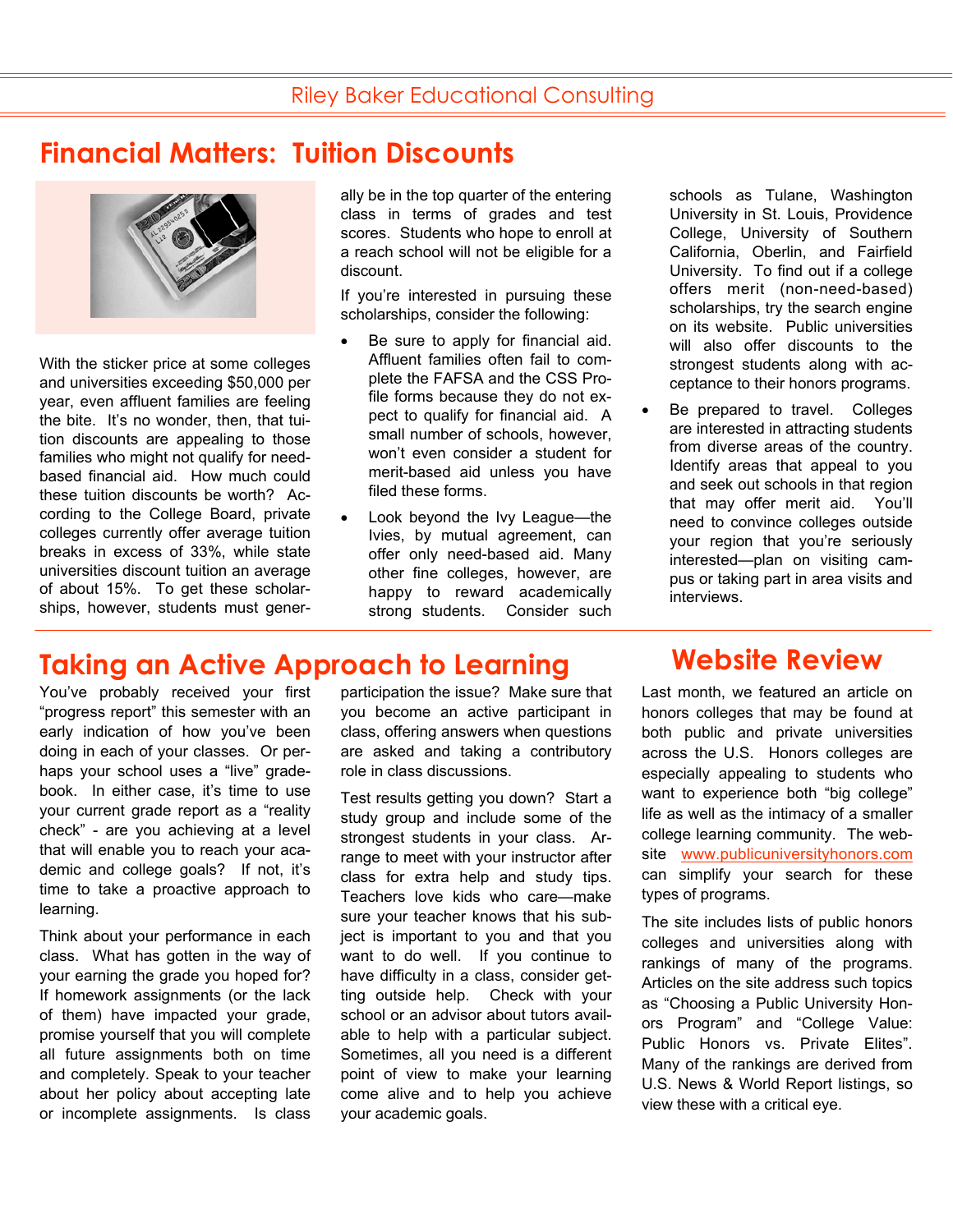Riley Baker Educational Consulting

## Financial Matters: Tuition Discounts

With the sticker price at some colleges and universities exceeding $50,000 per year, even affluent families are feeling the bite. It's no wonder, then, that tuition discounts are appealing to those families who might not qualify for need-based financial aid. How much could these tuition discounts be worth? According to the College Board, private colleges currently offer average tuition breaks in excess of 33%, while state universities discount tuition an average of about 15%. To get these scholarships, however, students must generally be in the top quarter of the entering class in terms of grades and test scores. Students who hope to enroll at a reach school will not be eligible for a discount.

If you're interested in pursuing these scholarships, consider the following:

- Be sure to apply for financial aid. Affluent families often fail to complete the FAFSA and the CSS Profile forms because they do not expect to qualify for financial aid. A small number of schools, however, won't even consider a student for merit-based aid unless you have filed these forms.
- Look beyond the Ivy League—the Ivies, by mutual agreement, can offer only need-based aid. Many other fine colleges, however, are happy to reward academically strong students. Consider such schools as Tulane, Washington University in St. Louis, Providence College, University of Southern California, Oberlin, and Fairfield University. To find out if a college offers merit (non-need-based) scholarships, try the search engine on its website. Public universities will also offer discounts to the strongest students along with acceptance to their honors programs.
- Be prepared to travel. Colleges are interested in attracting students from diverse areas of the country. Identify areas that appeal to you and seek out schools in that region that may offer merit aid. You'll need to convince colleges outside your region that you're seriously interested—plan on visiting campus or taking part in area visits and interviews.

## Taking an Active Approach to Learning

You've probably received your first "progress report" this semester with an early indication of how you've been doing in each of your classes. Or perhaps your school uses a "live" gradebook. In either case, it's time to use your current grade report as a "reality check" - are you achieving at a level that will enable you to reach your academic and college goals? If not, it's time to take a proactive approach to learning.

Think about your performance in each class. What has gotten in the way of your earning the grade you hoped for? If homework assignments (or the lack of them) have impacted your grade, promise yourself that you will complete all future assignments both on time and completely. Speak to your teacher about her policy about accepting late or incomplete assignments. Is class participation the issue? Make sure that you become an active participant in class, offering answers when questions are asked and taking a contributory role in class discussions.

Test results getting you down? Start a study group and include some of the strongest students in your class. Arrange to meet with your instructor after class for extra help and study tips. Teachers love kids who care—make sure your teacher knows that his subject is important to you and that you want to do well. If you continue to have difficulty in a class, consider getting outside help. Check with your school or an advisor about tutors available to help with a particular subject. Sometimes, all you need is a different point of view to make your learning come alive and to help you achieve your academic goals.

## Website Review

Last month, we featured an article on honors colleges that may be found at both public and private universities across the U.S. Honors colleges are especially appealing to students who want to experience both "big college" life as well as the intimacy of a smaller college learning community. The website www.publicuniversityhonors.com can simplify your search for these types of programs.

The site includes lists of public honors colleges and universities along with rankings of many of the programs. Articles on the site address such topics as "Choosing a Public University Honors Program" and "College Value: Public Honors vs. Private Elites". Many of the rankings are derived from U.S. News & World Report listings, so view these with a critical eye.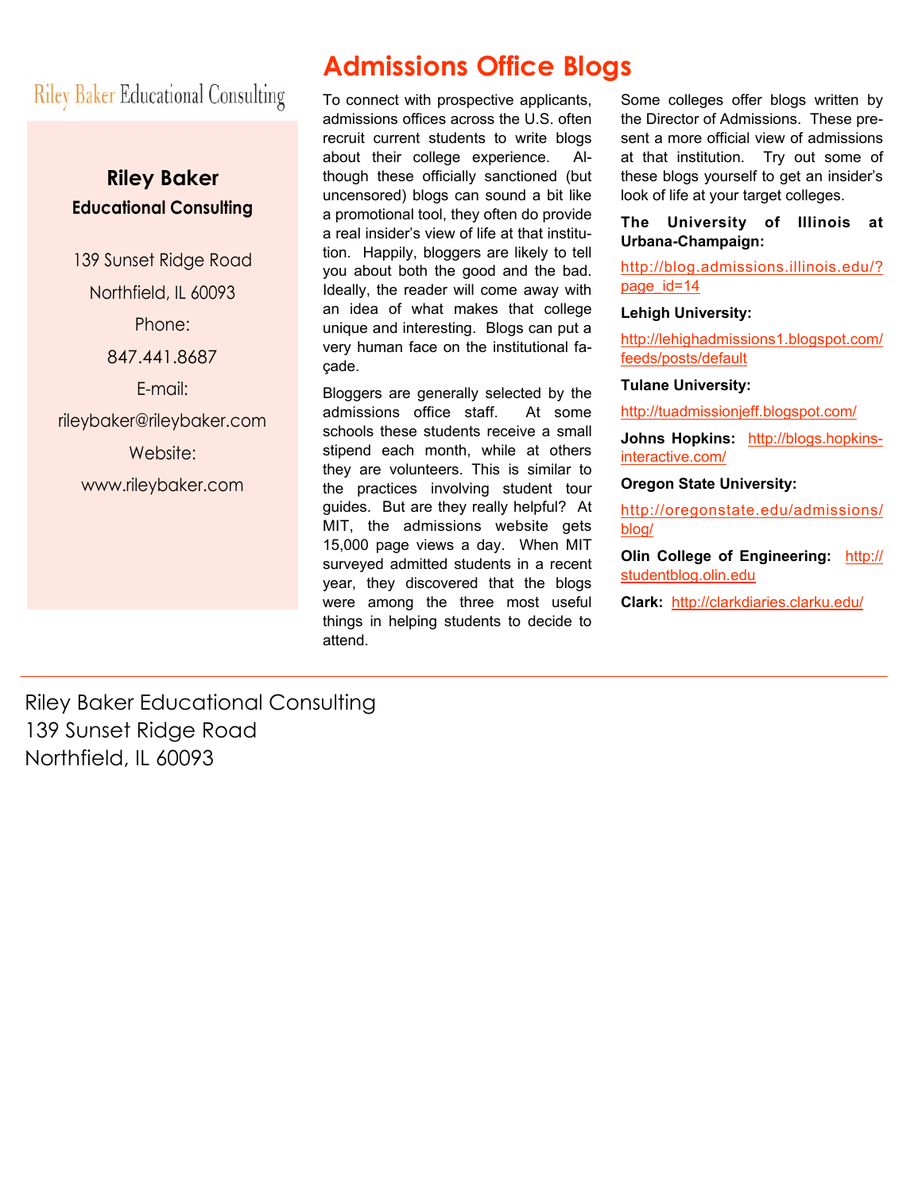Riley Baker Educational Consulting

**Riley Baker**
**Educational Consulting**

139 Sunset Ridge Road
Northfield, IL 60093
Phone:
847.441.8687
E-mail:
rileybaker@rileybaker.com
Website:
www.rileybaker.com

# Admissions Office Blogs

To connect with prospective applicants, admissions offices across the U.S. often recruit current students to write blogs about their college experience. Although these officially sanctioned (but uncensored) blogs can sound a bit like a promotional tool, they often do provide a real insider's view of life at that institution. Happily, bloggers are likely to tell you about both the good and the bad. Ideally, the reader will come away with an idea of what makes that college unique and interesting. Blogs can put a very human face on the institutional façade.

Bloggers are generally selected by the admissions office staff. At some schools these students receive a small stipend each month, while at others they are volunteers. This is similar to the practices involving student tour guides. But are they really helpful? At MIT, the admissions website gets 15,000 page views a day. When MIT surveyed admitted students in a recent year, they discovered that the blogs were among the three most useful things in helping students to decide to attend.

Some colleges offer blogs written by the Director of Admissions. These present a more official view of admissions at that institution. Try out some of these blogs yourself to get an insider's look of life at your target colleges.

**The University of Illinois at Urbana-Champaign:**

http://blog.admissions.illinois.edu/?page_id=14

**Lehigh University:**

http://lehighadmissions1.blogspot.com/feeds/posts/default

**Tulane University:**

http://tuadmissionjeff.blogspot.com/

**Johns Hopkins:** http://blogs.hopkins-interactive.com/

**Oregon State University:**

http://oregonstate.edu/admissions/blog/

**Olin College of Engineering:** http://studentblog.olin.edu

**Clark:** http://clarkdiaries.clarku.edu/

Riley Baker Educational Consulting
139 Sunset Ridge Road
Northfield, IL 60093